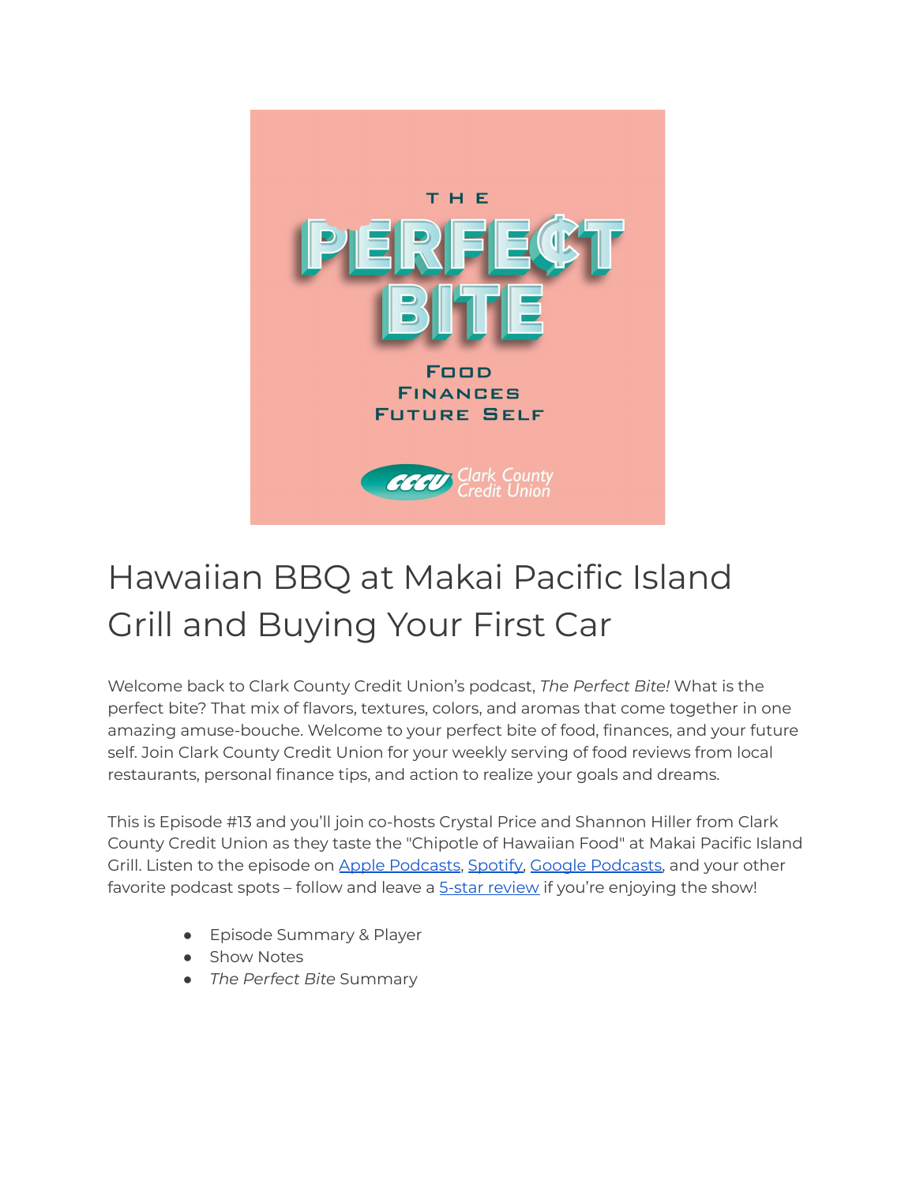# Hawaiian BBQ at Makai Pacific Island Grill and Buying Your First Car

Welcome back to Clark County Credit Union's podcast, *The Perfect Bite!* What is the perfect bite? That mix of flavors, textures, colors, and aromas that come together in one amazing amuse-bouche. Welcome to your perfect bite of food, finances, and your future self. Join Clark County Credit Union for your weekly serving of food reviews from local restaurants, personal finance tips, and action to realize your goals and dreams.

This is Episode #13 and you'll join co-hosts Crystal Price and Shannon Hiller from Clark County Credit Union as they taste the "Chipotle of Hawaiian Food" at Makai Pacific Island Grill. Listen to the episode on Apple Podcasts, Spotify, Google Podcasts, and your other favorite podcast spots – follow and leave a 5-star review if you're enjoying the show!

- Episode Summary & Player
- Show Notes
- *The Perfect Bite* Summary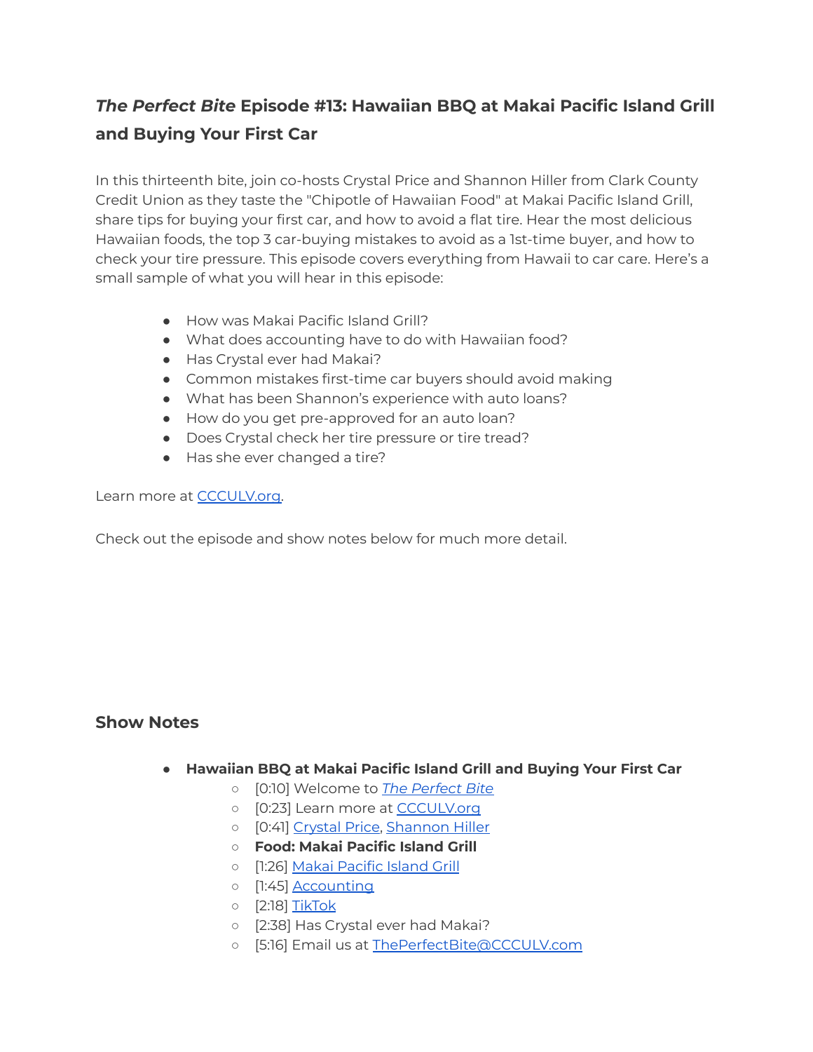# *The Perfect Bite* Episode #13: Hawaiian BBQ at Makai Pacific Island Grill and Buying Your First Car

In this thirteenth bite, join co-hosts Crystal Price and Shannon Hiller from Clark County Credit Union as they taste the "Chipotle of Hawaiian Food" at Makai Pacific Island Grill, share tips for buying your first car, and how to avoid a flat tire. Hear the most delicious Hawaiian foods, the top 3 car-buying mistakes to avoid as a 1st-time buyer, and how to check your tire pressure. This episode covers everything from Hawaii to car care. Here's a small sample of what you will hear in this episode:

- How was Makai Pacific Island Grill?
- What does accounting have to do with Hawaiian food?
- Has Crystal ever had Makai?
- Common mistakes first-time car buyers should avoid making
- What has been Shannon's experience with auto loans?
- How do you get pre-approved for an auto loan?
- Does Crystal check her tire pressure or tire tread?
- Has she ever changed a tire?

Learn more at [CCCULV.org](CCCULV.org).

Check out the episode and show notes below for much more detail.

## Show Notes

- **Hawaiian BBQ at Makai Pacific Island Grill and Buying Your First Car**
  - [0:10] Welcome to *The Perfect Bite*
  - [0:23] Learn more at CCCULV.org
  - [0:41] Crystal Price, Shannon Hiller
  - **Food: Makai Pacific Island Grill**
  - [1:26] Makai Pacific Island Grill
  - [1:45] Accounting
  - [2:18] TikTok
  - [2:38] Has Crystal ever had Makai?
  - [5:16] Email us at ThePerfectBite@CCCULV.com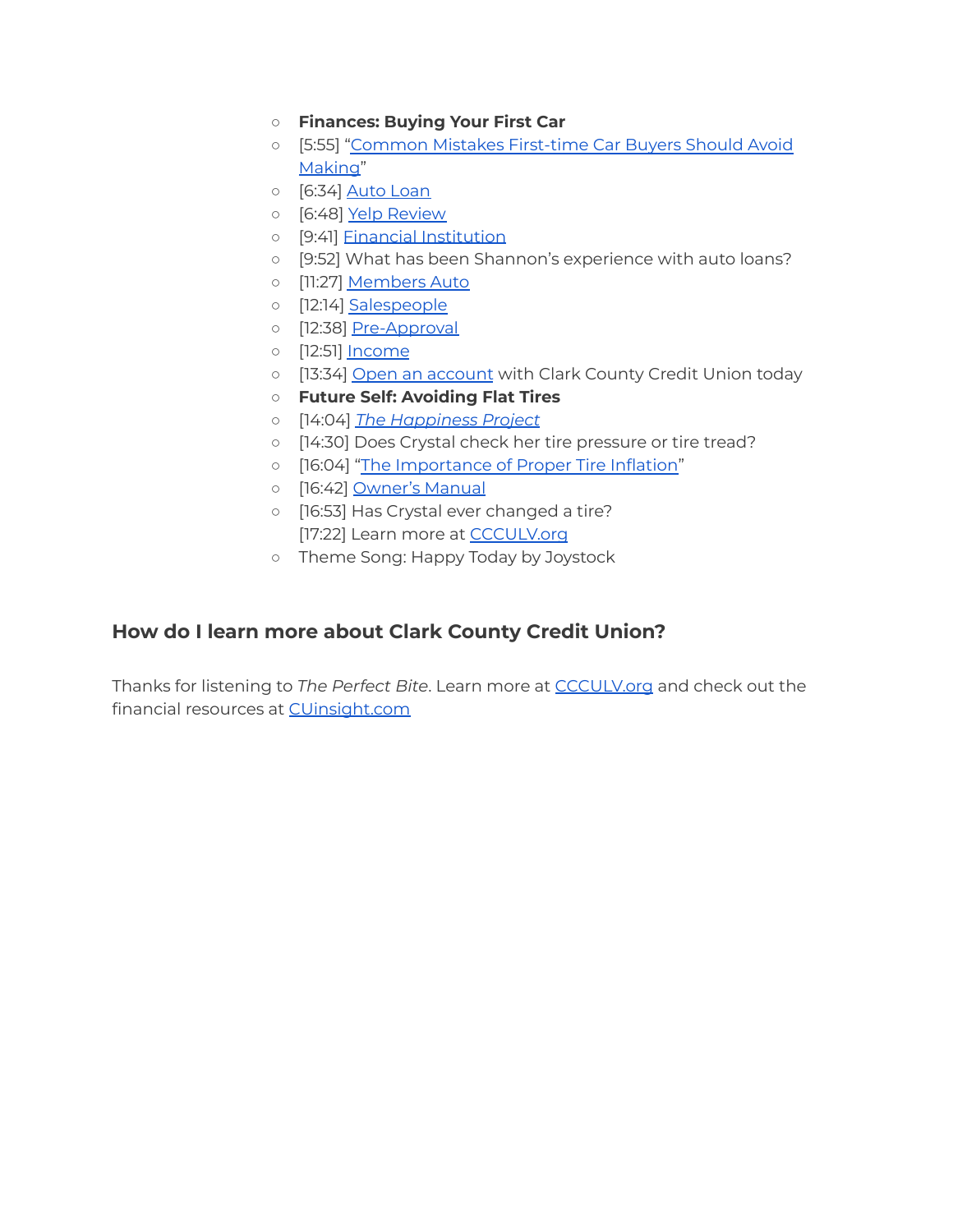- **Finances: Buying Your First Car**
- [5:55] "Common Mistakes First-time Car Buyers Should Avoid Making"
- [6:34] Auto Loan
- [6:48] Yelp Review
- [9:41] Financial Institution
- [9:52] What has been Shannon's experience with auto loans?
- [11:27] Members Auto
- [12:14] Salespeople
- [12:38] Pre-Approval
- [12:51] Income
- [13:34] Open an account with Clark County Credit Union today
- **Future Self: Avoiding Flat Tires**
- [14:04] *The Happiness Project*
- [14:30] Does Crystal check her tire pressure or tire tread?
- [16:04] "The Importance of Proper Tire Inflation"
- [16:42] Owner's Manual
- [16:53] Has Crystal ever changed a tire?
  [17:22] Learn more at CCCULV.org
- Theme Song: Happy Today by Joystock

## How do I learn more about Clark County Credit Union?

Thanks for listening to *The Perfect Bite*. Learn more at CCCULV.org and check out the financial resources at CUinsight.com